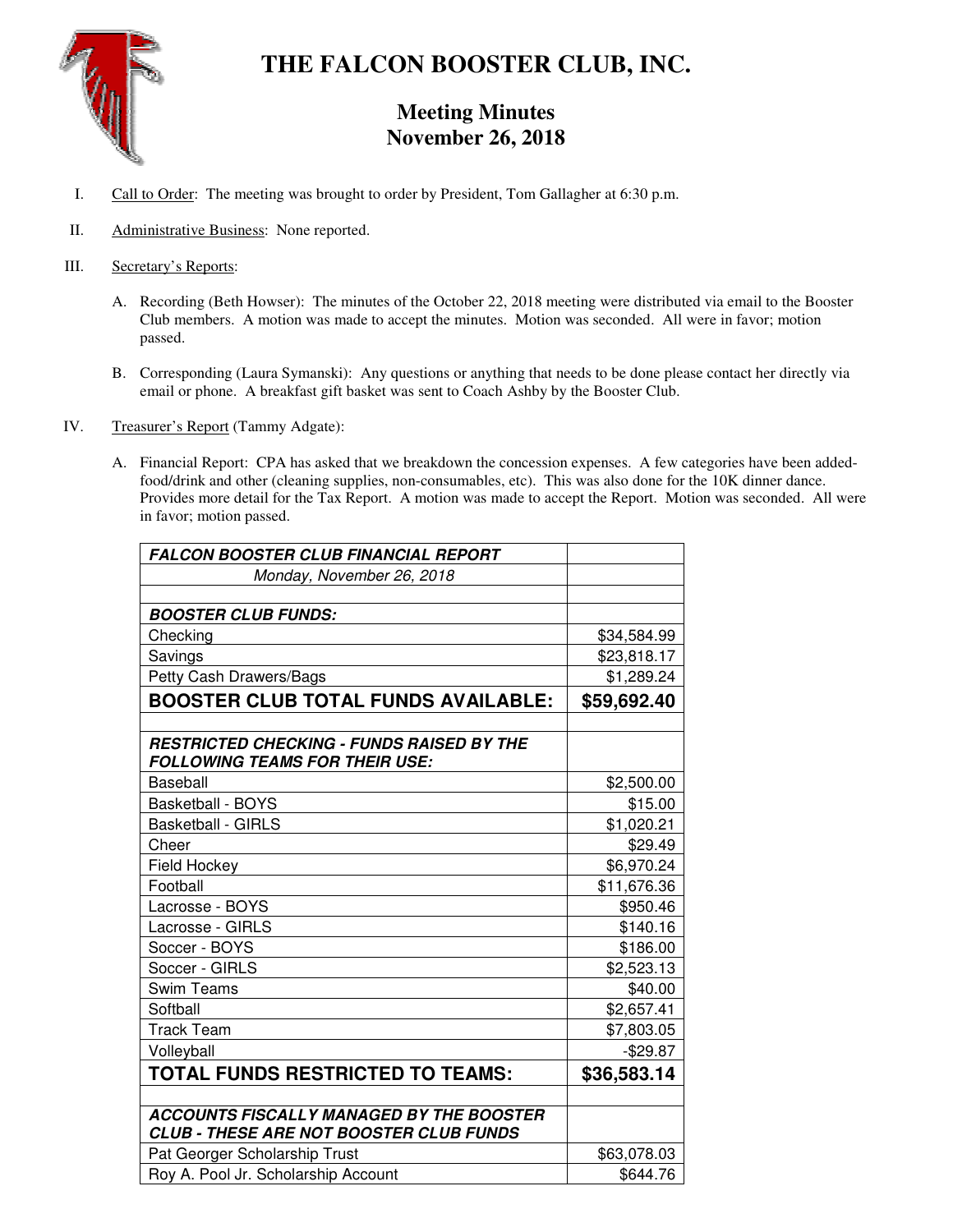# THE FALCON BOOSTER CLUB, INC.

## Meeting Minutes
## November 26, 2018

I. Call to Order: The meeting was brought to order by President, Tom Gallagher at 6:30 p.m.

II. Administrative Business: None reported.

III. Secretary's Reports:

A. Recording (Beth Howser): The minutes of the October 22, 2018 meeting were distributed via email to the Booster Club members. A motion was made to accept the minutes. Motion was seconded. All were in favor; motion passed.

B. Corresponding (Laura Symanski): Any questions or anything that needs to be done please contact her directly via email or phone. A breakfast gift basket was sent to Coach Ashby by the Booster Club.

IV. Treasurer's Report (Tammy Adgate):

A. Financial Report: CPA has asked that we breakdown the concession expenses. A few categories have been added-food/drink and other (cleaning supplies, non-consumables, etc). This was also done for the 10K dinner dance. Provides more detail for the Tax Report. A motion was made to accept the Report. Motion was seconded. All were in favor; motion passed.

| ***FALCON BOOSTER CLUB FINANCIAL REPORT*** | |
|---|---|
| *Monday, November 26, 2018* | |
| | |
| ***BOOSTER CLUB FUNDS:*** | |
| Checking | $34,584.99 |
| Savings | $23,818.17 |
| Petty Cash Drawers/Bags | $1,289.24 |
| **BOOSTER CLUB TOTAL FUNDS AVAILABLE:** | **$59,692.40** |
| | |
| ***RESTRICTED CHECKING - FUNDS RAISED BY THE FOLLOWING TEAMS FOR THEIR USE:*** | |
| Baseball | $2,500.00 |
| Basketball - BOYS | $15.00 |
| Basketball - GIRLS | $1,020.21 |
| Cheer | $29.49 |
| Field Hockey | $6,970.24 |
| Football | $11,676.36 |
| Lacrosse - BOYS | $950.46 |
| Lacrosse - GIRLS | $140.16 |
| Soccer - BOYS | $186.00 |
| Soccer - GIRLS | $2,523.13 |
| Swim Teams | $40.00 |
| Softball | $2,657.41 |
| Track Team | $7,803.05 |
| Volleyball | -$29.87 |
| **TOTAL FUNDS RESTRICTED TO TEAMS:** | **$36,583.14** |
| | |
| ***ACCOUNTS FISCALLY MANAGED BY THE BOOSTER CLUB - THESE ARE NOT BOOSTER CLUB FUNDS*** | |
| Pat Georger Scholarship Trust | $63,078.03 |
| Roy A. Pool Jr. Scholarship Account | $644.76 |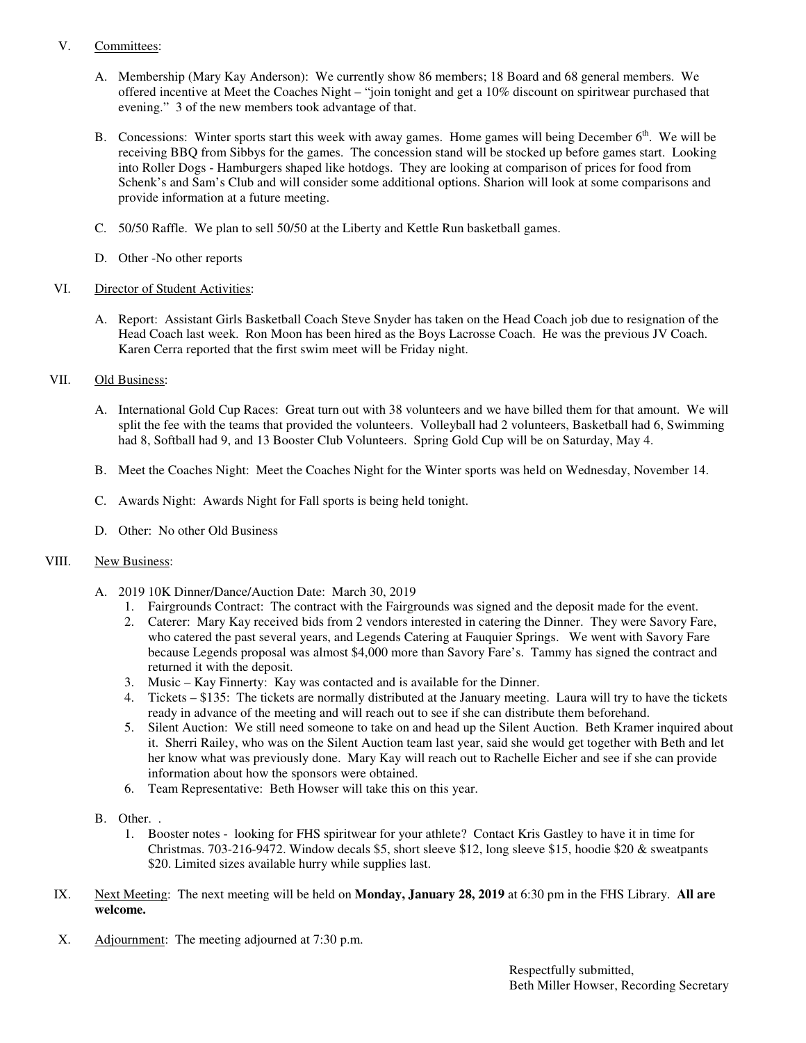V. Committees:

A. Membership (Mary Kay Anderson): We currently show 86 members; 18 Board and 68 general members. We offered incentive at Meet the Coaches Night – "join tonight and get a 10% discount on spiritwear purchased that evening." 3 of the new members took advantage of that.

B. Concessions: Winter sports start this week with away games. Home games will being December 6th. We will be receiving BBQ from Sibbys for the games. The concession stand will be stocked up before games start. Looking into Roller Dogs - Hamburgers shaped like hotdogs. They are looking at comparison of prices for food from Schenk's and Sam's Club and will consider some additional options. Sharion will look at some comparisons and provide information at a future meeting.

C. 50/50 Raffle. We plan to sell 50/50 at the Liberty and Kettle Run basketball games.

D. Other -No other reports

VI. Director of Student Activities:

A. Report: Assistant Girls Basketball Coach Steve Snyder has taken on the Head Coach job due to resignation of the Head Coach last week. Ron Moon has been hired as the Boys Lacrosse Coach. He was the previous JV Coach. Karen Cerra reported that the first swim meet will be Friday night.

VII. Old Business:

A. International Gold Cup Races: Great turn out with 38 volunteers and we have billed them for that amount. We will split the fee with the teams that provided the volunteers. Volleyball had 2 volunteers, Basketball had 6, Swimming had 8, Softball had 9, and 13 Booster Club Volunteers. Spring Gold Cup will be on Saturday, May 4.

B. Meet the Coaches Night: Meet the Coaches Night for the Winter sports was held on Wednesday, November 14.

C. Awards Night: Awards Night for Fall sports is being held tonight.

D. Other: No other Old Business

VIII. New Business:

A. 2019 10K Dinner/Dance/Auction Date: March 30, 2019
   1. Fairgrounds Contract: The contract with the Fairgrounds was signed and the deposit made for the event.
   2. Caterer: Mary Kay received bids from 2 vendors interested in catering the Dinner. They were Savory Fare, who catered the past several years, and Legends Catering at Fauquier Springs. We went with Savory Fare because Legends proposal was almost $4,000 more than Savory Fare's. Tammy has signed the contract and returned it with the deposit.
   3. Music – Kay Finnerty: Kay was contacted and is available for the Dinner.
   4. Tickets – $135: The tickets are normally distributed at the January meeting. Laura will try to have the tickets ready in advance of the meeting and will reach out to see if she can distribute them beforehand.
   5. Silent Auction: We still need someone to take on and head up the Silent Auction. Beth Kramer inquired about it. Sherri Railey, who was on the Silent Auction team last year, said she would get together with Beth and let her know what was previously done. Mary Kay will reach out to Rachelle Eicher and see if she can provide information about how the sponsors were obtained.
   6. Team Representative: Beth Howser will take this on this year.

B. Other. .
   1. Booster notes - looking for FHS spiritwear for your athlete? Contact Kris Gastley to have it in time for Christmas. 703-216-9472. Window decals $5, short sleeve $12, long sleeve $15, hoodie $20 & sweatpants $20. Limited sizes available hurry while supplies last.

IX. Next Meeting: The next meeting will be held on **Monday, January 28, 2019** at 6:30 pm in the FHS Library. **All are welcome.**

X. Adjournment: The meeting adjourned at 7:30 p.m.

Respectfully submitted,
Beth Miller Howser, Recording Secretary